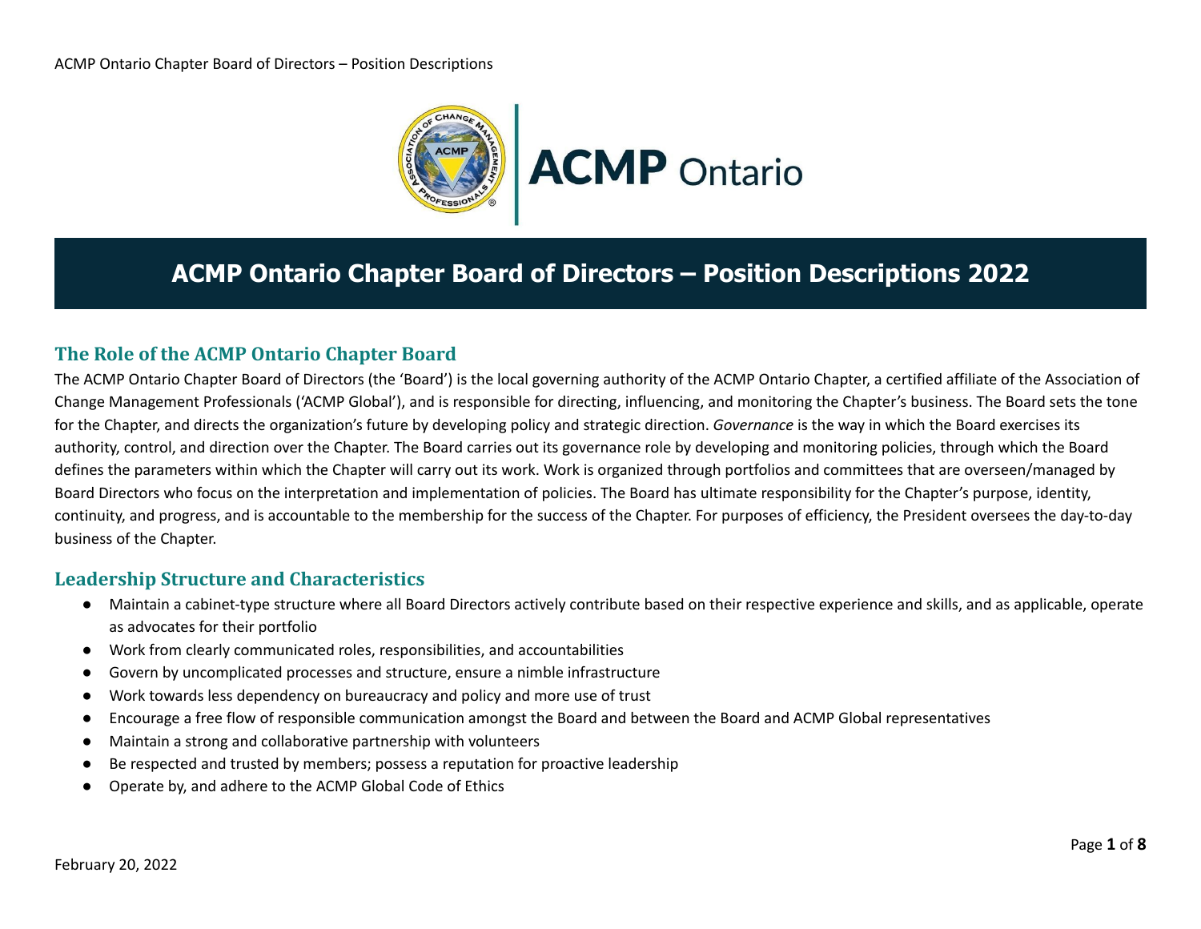# ACMP Ontario Chapter Board of Directors – Position Descriptions 2022

## The Role of the ACMP Ontario Chapter Board

The ACMP Ontario Chapter Board of Directors (the 'Board') is the local governing authority of the ACMP Ontario Chapter, a certified affiliate of the Association of Change Management Professionals ('ACMP Global'), and is responsible for directing, influencing, and monitoring the Chapter's business. The Board sets the tone for the Chapter, and directs the organization's future by developing policy and strategic direction. *Governance* is the way in which the Board exercises its authority, control, and direction over the Chapter. The Board carries out its governance role by developing and monitoring policies, through which the Board defines the parameters within which the Chapter will carry out its work. Work is organized through portfolios and committees that are overseen/managed by Board Directors who focus on the interpretation and implementation of policies. The Board has ultimate responsibility for the Chapter's purpose, identity, continuity, and progress, and is accountable to the membership for the success of the Chapter. For purposes of efficiency, the President oversees the day-to-day business of the Chapter.

## Leadership Structure and Characteristics

- Maintain a cabinet-type structure where all Board Directors actively contribute based on their respective experience and skills, and as applicable, operate as advocates for their portfolio
- Work from clearly communicated roles, responsibilities, and accountabilities
- Govern by uncomplicated processes and structure, ensure a nimble infrastructure
- Work towards less dependency on bureaucracy and policy and more use of trust
- Encourage a free flow of responsible communication amongst the Board and between the Board and ACMP Global representatives
- Maintain a strong and collaborative partnership with volunteers
- Be respected and trusted by members; possess a reputation for proactive leadership
- Operate by, and adhere to the ACMP Global Code of Ethics

February 20, 2022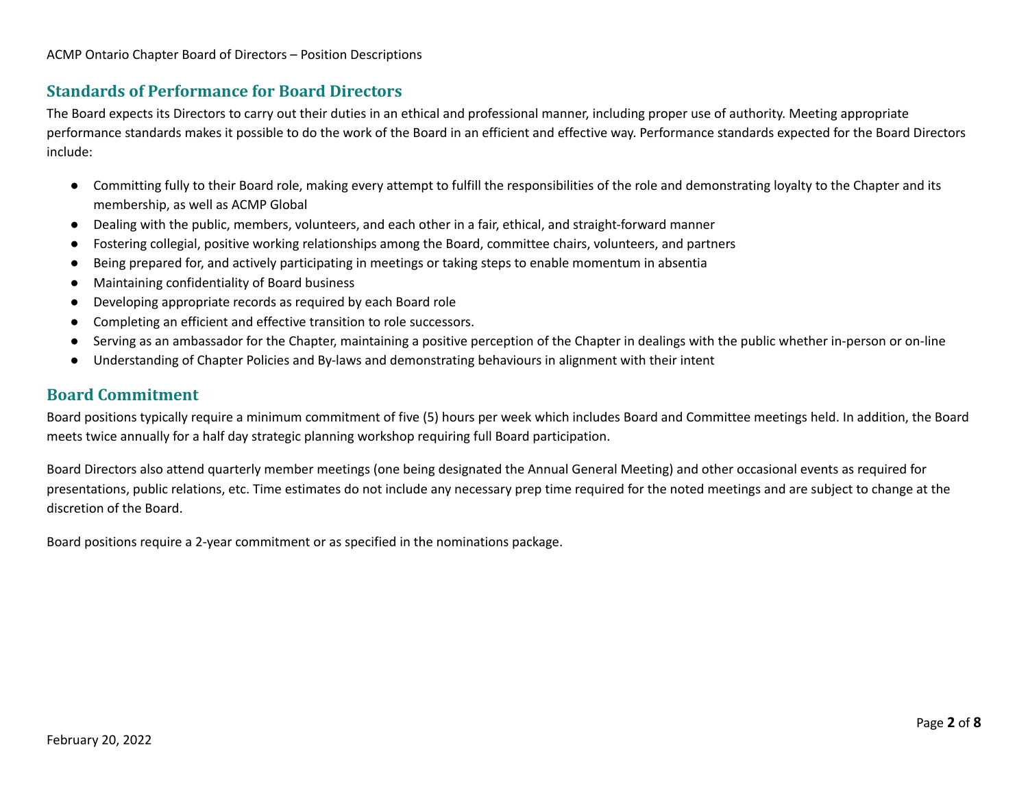## Standards of Performance for Board Directors

The Board expects its Directors to carry out their duties in an ethical and professional manner, including proper use of authority. Meeting appropriate performance standards makes it possible to do the work of the Board in an efficient and effective way. Performance standards expected for the Board Directors include:

- Committing fully to their Board role, making every attempt to fulfill the responsibilities of the role and demonstrating loyalty to the Chapter and its membership, as well as ACMP Global
- Dealing with the public, members, volunteers, and each other in a fair, ethical, and straight-forward manner
- Fostering collegial, positive working relationships among the Board, committee chairs, volunteers, and partners
- Being prepared for, and actively participating in meetings or taking steps to enable momentum in absentia
- Maintaining confidentiality of Board business
- Developing appropriate records as required by each Board role
- Completing an efficient and effective transition to role successors.
- Serving as an ambassador for the Chapter, maintaining a positive perception of the Chapter in dealings with the public whether in-person or on-line
- Understanding of Chapter Policies and By-laws and demonstrating behaviours in alignment with their intent

## Board Commitment

Board positions typically require a minimum commitment of five (5) hours per week which includes Board and Committee meetings held. In addition, the Board meets twice annually for a half day strategic planning workshop requiring full Board participation.

Board Directors also attend quarterly member meetings (one being designated the Annual General Meeting) and other occasional events as required for presentations, public relations, etc. Time estimates do not include any necessary prep time required for the noted meetings and are subject to change at the discretion of the Board.

Board positions require a 2-year commitment or as specified in the nominations package.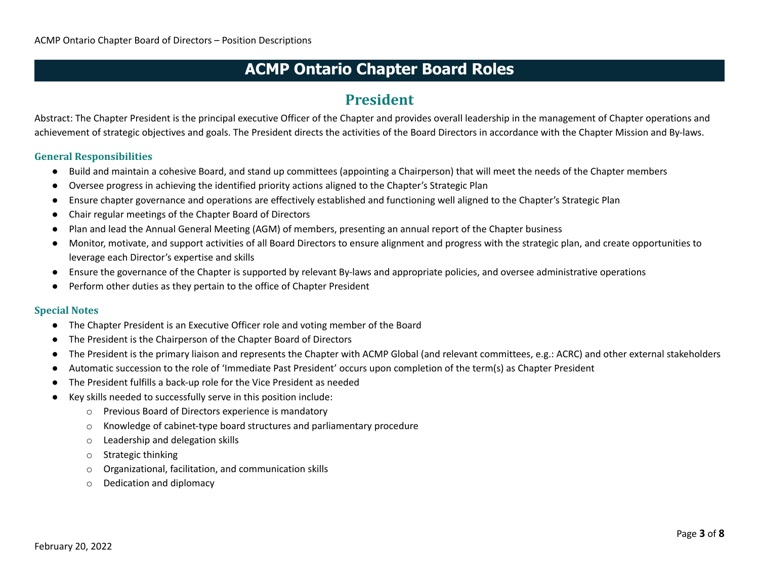# ACMP Ontario Chapter Board Roles

## President

Abstract: The Chapter President is the principal executive Officer of the Chapter and provides overall leadership in the management of Chapter operations and achievement of strategic objectives and goals. The President directs the activities of the Board Directors in accordance with the Chapter Mission and By-laws.

### General Responsibilities

- Build and maintain a cohesive Board, and stand up committees (appointing a Chairperson) that will meet the needs of the Chapter members
- Oversee progress in achieving the identified priority actions aligned to the Chapter's Strategic Plan
- Ensure chapter governance and operations are effectively established and functioning well aligned to the Chapter's Strategic Plan
- Chair regular meetings of the Chapter Board of Directors
- Plan and lead the Annual General Meeting (AGM) of members, presenting an annual report of the Chapter business
- Monitor, motivate, and support activities of all Board Directors to ensure alignment and progress with the strategic plan, and create opportunities to leverage each Director's expertise and skills
- Ensure the governance of the Chapter is supported by relevant By-laws and appropriate policies, and oversee administrative operations
- Perform other duties as they pertain to the office of Chapter President

### Special Notes

- The Chapter President is an Executive Officer role and voting member of the Board
- The President is the Chairperson of the Chapter Board of Directors
- The President is the primary liaison and represents the Chapter with ACMP Global (and relevant committees, e.g.: ACRC) and other external stakeholders
- Automatic succession to the role of 'Immediate Past President' occurs upon completion of the term(s) as Chapter President
- The President fulfills a back-up role for the Vice President as needed
- Key skills needed to successfully serve in this position include:
  - Previous Board of Directors experience is mandatory
  - Knowledge of cabinet-type board structures and parliamentary procedure
  - Leadership and delegation skills
  - Strategic thinking
  - Organizational, facilitation, and communication skills
  - Dedication and diplomacy

February 20, 2022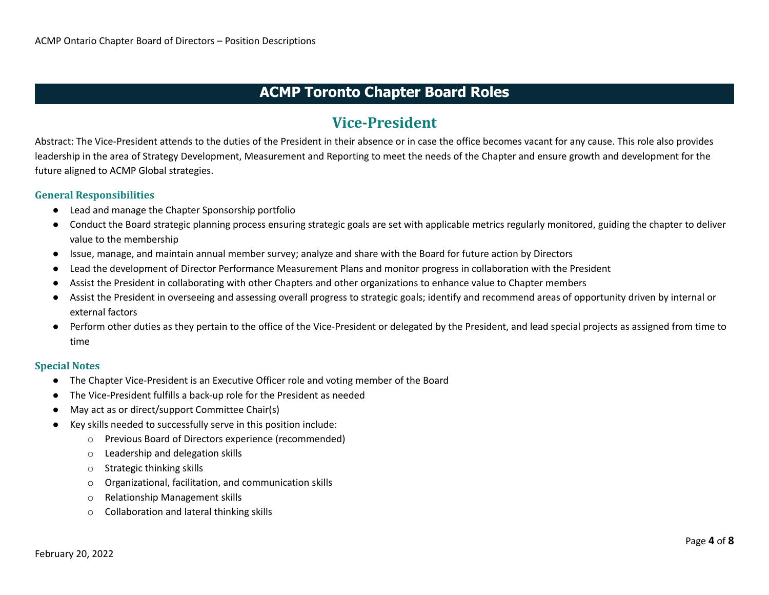# ACMP Toronto Chapter Board Roles

## Vice-President

Abstract: The Vice-President attends to the duties of the President in their absence or in case the office becomes vacant for any cause. This role also provides leadership in the area of Strategy Development, Measurement and Reporting to meet the needs of the Chapter and ensure growth and development for the future aligned to ACMP Global strategies.

### General Responsibilities

- Lead and manage the Chapter Sponsorship portfolio
- Conduct the Board strategic planning process ensuring strategic goals are set with applicable metrics regularly monitored, guiding the chapter to deliver value to the membership
- Issue, manage, and maintain annual member survey; analyze and share with the Board for future action by Directors
- Lead the development of Director Performance Measurement Plans and monitor progress in collaboration with the President
- Assist the President in collaborating with other Chapters and other organizations to enhance value to Chapter members
- Assist the President in overseeing and assessing overall progress to strategic goals; identify and recommend areas of opportunity driven by internal or external factors
- Perform other duties as they pertain to the office of the Vice-President or delegated by the President, and lead special projects as assigned from time to time

### Special Notes

- The Chapter Vice-President is an Executive Officer role and voting member of the Board
- The Vice-President fulfills a back-up role for the President as needed
- May act as or direct/support Committee Chair(s)
- Key skills needed to successfully serve in this position include:
  - Previous Board of Directors experience (recommended)
  - Leadership and delegation skills
  - Strategic thinking skills
  - Organizational, facilitation, and communication skills
  - Relationship Management skills
  - Collaboration and lateral thinking skills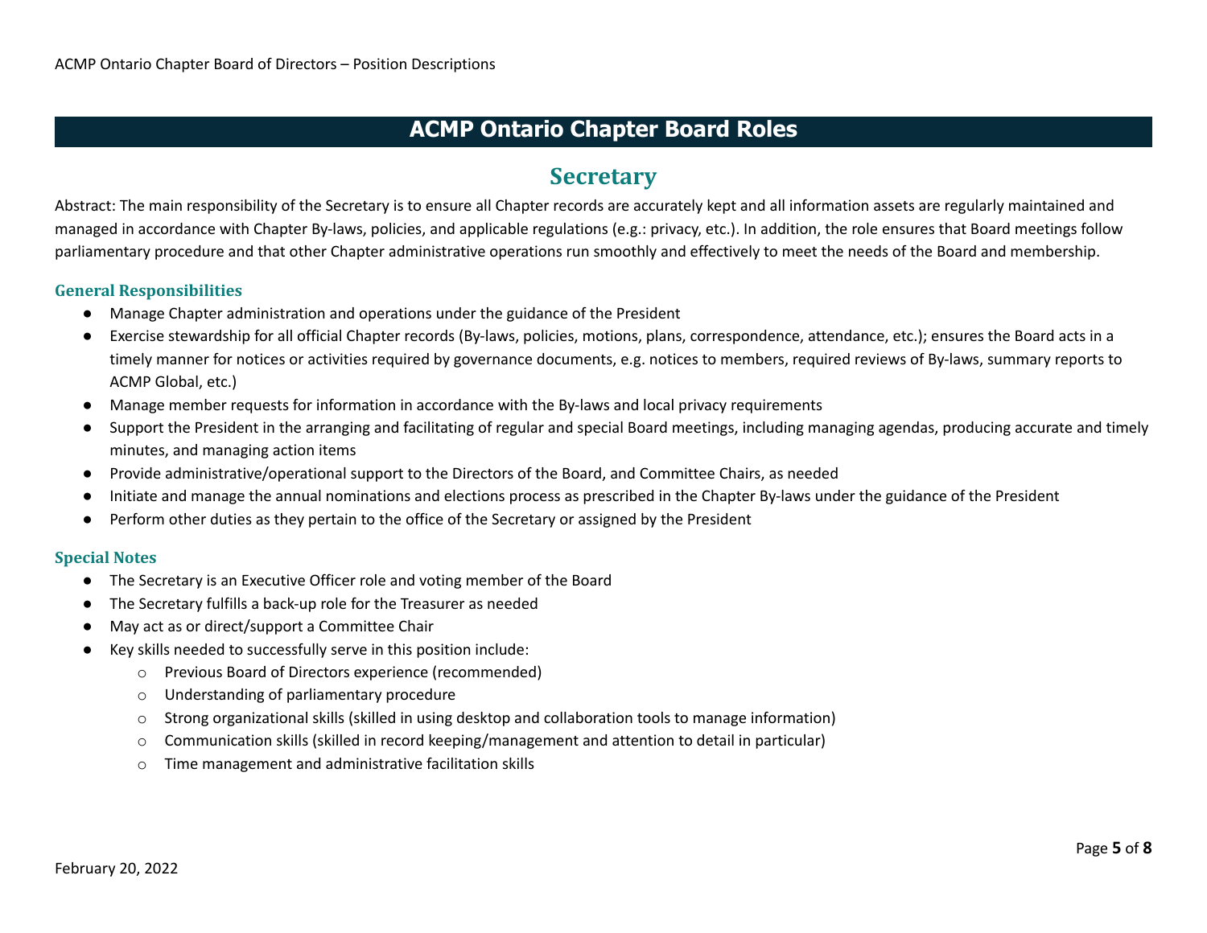# ACMP Ontario Chapter Board Roles

## Secretary

Abstract: The main responsibility of the Secretary is to ensure all Chapter records are accurately kept and all information assets are regularly maintained and managed in accordance with Chapter By-laws, policies, and applicable regulations (e.g.: privacy, etc.). In addition, the role ensures that Board meetings follow parliamentary procedure and that other Chapter administrative operations run smoothly and effectively to meet the needs of the Board and membership.

### General Responsibilities

- Manage Chapter administration and operations under the guidance of the President
- Exercise stewardship for all official Chapter records (By-laws, policies, motions, plans, correspondence, attendance, etc.); ensures the Board acts in a timely manner for notices or activities required by governance documents, e.g. notices to members, required reviews of By-laws, summary reports to ACMP Global, etc.)
- Manage member requests for information in accordance with the By-laws and local privacy requirements
- Support the President in the arranging and facilitating of regular and special Board meetings, including managing agendas, producing accurate and timely minutes, and managing action items
- Provide administrative/operational support to the Directors of the Board, and Committee Chairs, as needed
- Initiate and manage the annual nominations and elections process as prescribed in the Chapter By-laws under the guidance of the President
- Perform other duties as they pertain to the office of the Secretary or assigned by the President

### Special Notes

- The Secretary is an Executive Officer role and voting member of the Board
- The Secretary fulfills a back-up role for the Treasurer as needed
- May act as or direct/support a Committee Chair
- Key skills needed to successfully serve in this position include:
  - Previous Board of Directors experience (recommended)
  - Understanding of parliamentary procedure
  - Strong organizational skills (skilled in using desktop and collaboration tools to manage information)
  - Communication skills (skilled in record keeping/management and attention to detail in particular)
  - Time management and administrative facilitation skills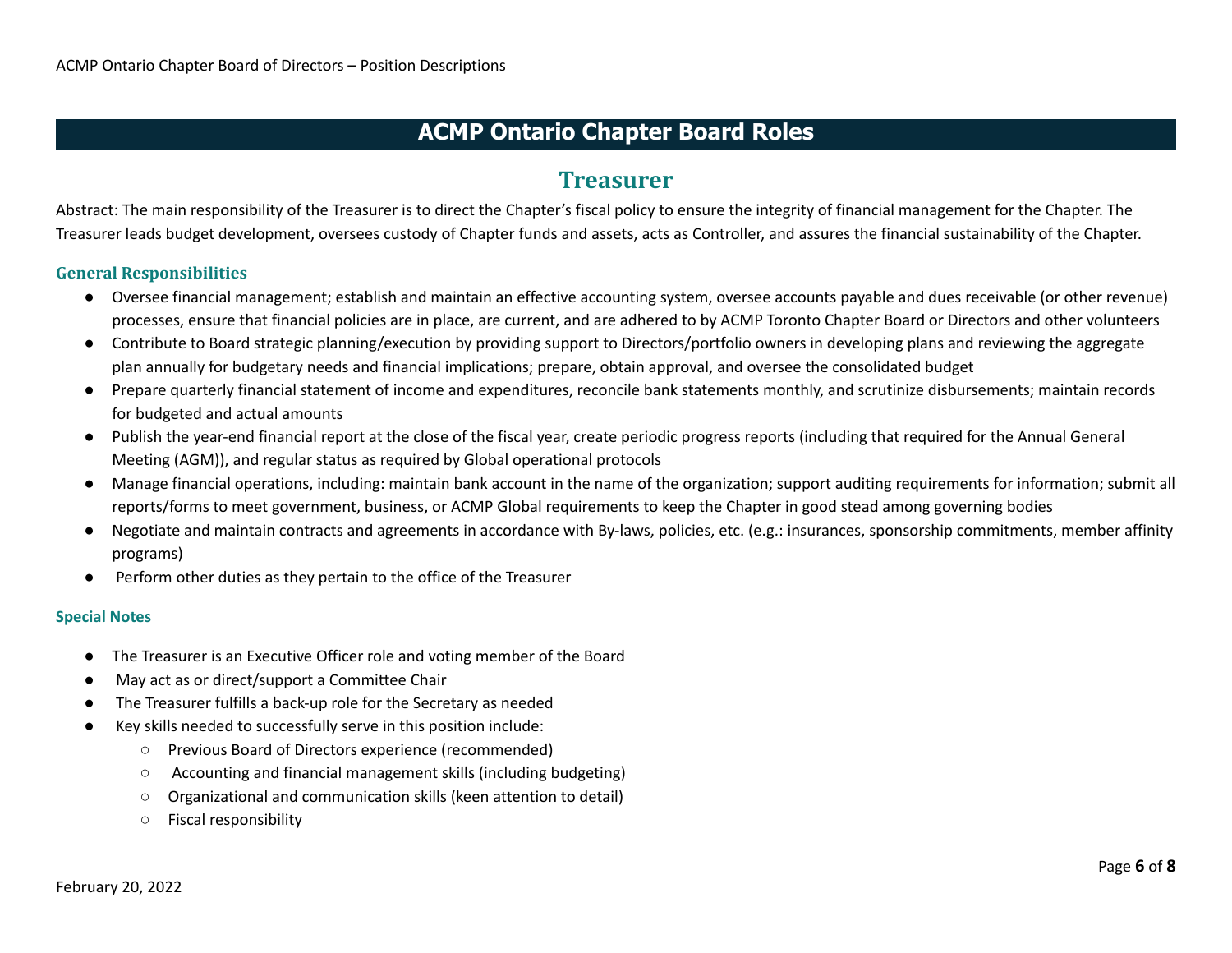# ACMP Ontario Chapter Board Roles

## Treasurer

Abstract: The main responsibility of the Treasurer is to direct the Chapter's fiscal policy to ensure the integrity of financial management for the Chapter. The Treasurer leads budget development, oversees custody of Chapter funds and assets, acts as Controller, and assures the financial sustainability of the Chapter.

### General Responsibilities

- Oversee financial management; establish and maintain an effective accounting system, oversee accounts payable and dues receivable (or other revenue) processes, ensure that financial policies are in place, are current, and are adhered to by ACMP Toronto Chapter Board or Directors and other volunteers
- Contribute to Board strategic planning/execution by providing support to Directors/portfolio owners in developing plans and reviewing the aggregate plan annually for budgetary needs and financial implications; prepare, obtain approval, and oversee the consolidated budget
- Prepare quarterly financial statement of income and expenditures, reconcile bank statements monthly, and scrutinize disbursements; maintain records for budgeted and actual amounts
- Publish the year-end financial report at the close of the fiscal year, create periodic progress reports (including that required for the Annual General Meeting (AGM)), and regular status as required by Global operational protocols
- Manage financial operations, including: maintain bank account in the name of the organization; support auditing requirements for information; submit all reports/forms to meet government, business, or ACMP Global requirements to keep the Chapter in good stead among governing bodies
- Negotiate and maintain contracts and agreements in accordance with By-laws, policies, etc. (e.g.: insurances, sponsorship commitments, member affinity programs)
- Perform other duties as they pertain to the office of the Treasurer

### Special Notes

- The Treasurer is an Executive Officer role and voting member of the Board
- May act as or direct/support a Committee Chair
- The Treasurer fulfills a back-up role for the Secretary as needed
- Key skills needed to successfully serve in this position include:
  - Previous Board of Directors experience (recommended)
  - Accounting and financial management skills (including budgeting)
  - Organizational and communication skills (keen attention to detail)
  - Fiscal responsibility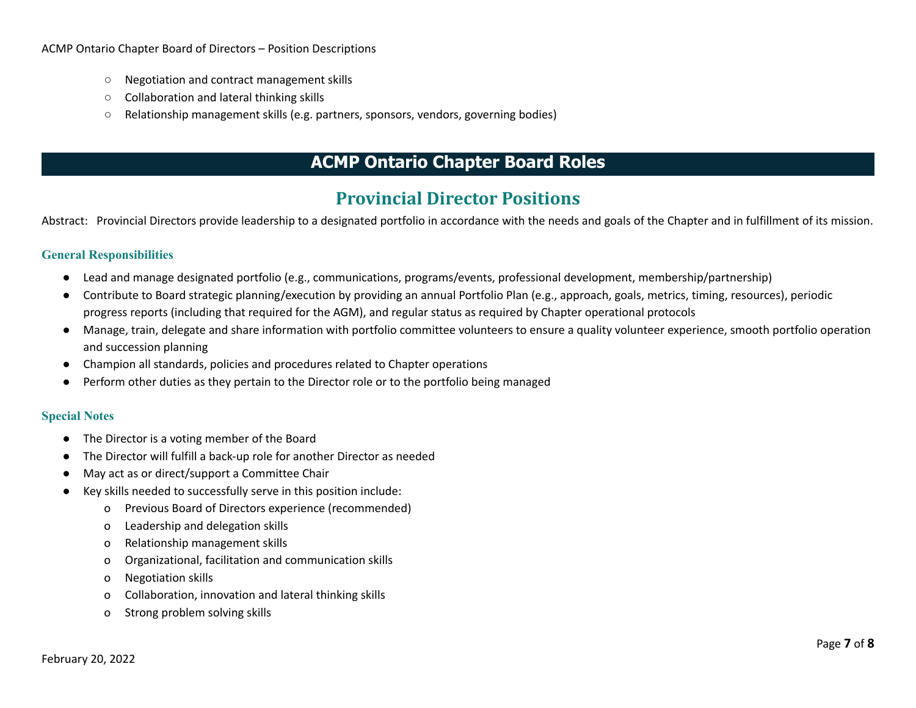- Negotiation and contract management skills
- Collaboration and lateral thinking skills
- Relationship management skills (e.g. partners, sponsors, vendors, governing bodies)

# ACMP Ontario Chapter Board Roles

## Provincial Director Positions

Abstract: Provincial Directors provide leadership to a designated portfolio in accordance with the needs and goals of the Chapter and in fulfillment of its mission.

### General Responsibilities

- Lead and manage designated portfolio (e.g., communications, programs/events, professional development, membership/partnership)
- Contribute to Board strategic planning/execution by providing an annual Portfolio Plan (e.g., approach, goals, metrics, timing, resources), periodic progress reports (including that required for the AGM), and regular status as required by Chapter operational protocols
- Manage, train, delegate and share information with portfolio committee volunteers to ensure a quality volunteer experience, smooth portfolio operation and succession planning
- Champion all standards, policies and procedures related to Chapter operations
- Perform other duties as they pertain to the Director role or to the portfolio being managed

### Special Notes

- The Director is a voting member of the Board
- The Director will fulfill a back-up role for another Director as needed
- May act as or direct/support a Committee Chair
- Key skills needed to successfully serve in this position include:
  - Previous Board of Directors experience (recommended)
  - Leadership and delegation skills
  - Relationship management skills
  - Organizational, facilitation and communication skills
  - Negotiation skills
  - Collaboration, innovation and lateral thinking skills
  - Strong problem solving skills

February 20, 2022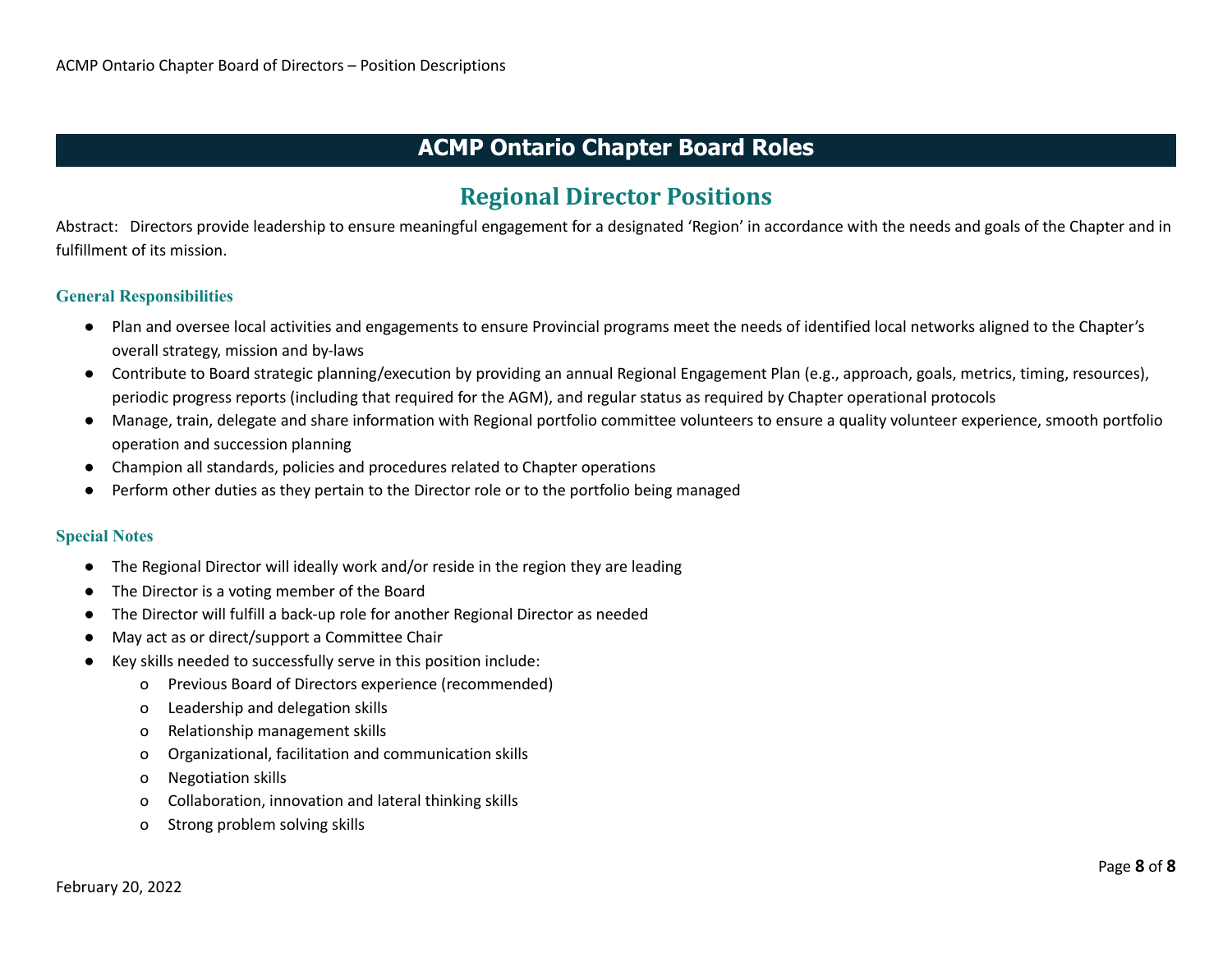# ACMP Ontario Chapter Board Roles

## Regional Director Positions

Abstract: Directors provide leadership to ensure meaningful engagement for a designated 'Region' in accordance with the needs and goals of the Chapter and in fulfillment of its mission.

### General Responsibilities

- Plan and oversee local activities and engagements to ensure Provincial programs meet the needs of identified local networks aligned to the Chapter's overall strategy, mission and by-laws
- Contribute to Board strategic planning/execution by providing an annual Regional Engagement Plan (e.g., approach, goals, metrics, timing, resources), periodic progress reports (including that required for the AGM), and regular status as required by Chapter operational protocols
- Manage, train, delegate and share information with Regional portfolio committee volunteers to ensure a quality volunteer experience, smooth portfolio operation and succession planning
- Champion all standards, policies and procedures related to Chapter operations
- Perform other duties as they pertain to the Director role or to the portfolio being managed

### Special Notes

- The Regional Director will ideally work and/or reside in the region they are leading
- The Director is a voting member of the Board
- The Director will fulfill a back-up role for another Regional Director as needed
- May act as or direct/support a Committee Chair
- Key skills needed to successfully serve in this position include:
  - Previous Board of Directors experience (recommended)
  - Leadership and delegation skills
  - Relationship management skills
  - Organizational, facilitation and communication skills
  - Negotiation skills
  - Collaboration, innovation and lateral thinking skills
  - Strong problem solving skills

February 20, 2022